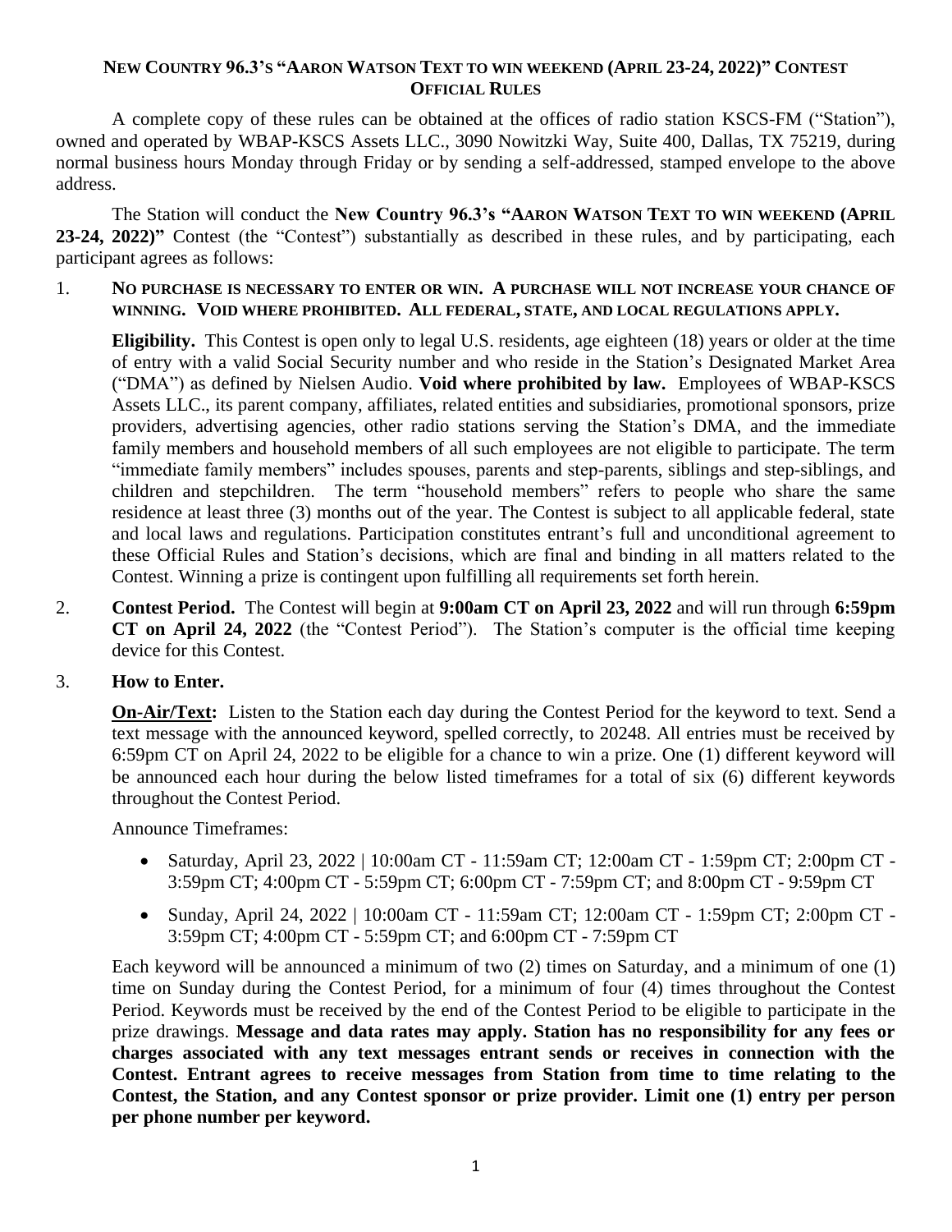# New Country 96.3's "Aaron Watson Text to win weekend (April 23-24, 2022)" Contest Official Rules

A complete copy of these rules can be obtained at the offices of radio station KSCS-FM ("Station"), owned and operated by WBAP-KSCS Assets LLC., 3090 Nowitzki Way, Suite 400, Dallas, TX 75219, during normal business hours Monday through Friday or by sending a self-addressed, stamped envelope to the above address.

The Station will conduct the **New Country 96.3's "Aaron Watson Text to win weekend (April 23-24, 2022)"** Contest (the "Contest") substantially as described in these rules, and by participating, each participant agrees as follows:

1. **No purchase is necessary to enter or win. A purchase will not increase your chance of winning. Void where prohibited. All federal, state, and local regulations apply.**

   **Eligibility.** This Contest is open only to legal U.S. residents, age eighteen (18) years or older at the time of entry with a valid Social Security number and who reside in the Station's Designated Market Area ("DMA") as defined by Nielsen Audio. **Void where prohibited by law.** Employees of WBAP-KSCS Assets LLC., its parent company, affiliates, related entities and subsidiaries, promotional sponsors, prize providers, advertising agencies, other radio stations serving the Station's DMA, and the immediate family members and household members of all such employees are not eligible to participate. The term "immediate family members" includes spouses, parents and step-parents, siblings and step-siblings, and children and stepchildren. The term "household members" refers to people who share the same residence at least three (3) months out of the year. The Contest is subject to all applicable federal, state and local laws and regulations. Participation constitutes entrant's full and unconditional agreement to these Official Rules and Station's decisions, which are final and binding in all matters related to the Contest. Winning a prize is contingent upon fulfilling all requirements set forth herein.

2. **Contest Period.** The Contest will begin at **9:00am CT on April 23, 2022** and will run through **6:59pm CT on April 24, 2022** (the "Contest Period"). The Station's computer is the official time keeping device for this Contest.

3. **How to Enter.**

   **On-Air/Text:** Listen to the Station each day during the Contest Period for the keyword to text. Send a text message with the announced keyword, spelled correctly, to 20248. All entries must be received by 6:59pm CT on April 24, 2022 to be eligible for a chance to win a prize. One (1) different keyword will be announced each hour during the below listed timeframes for a total of six (6) different keywords throughout the Contest Period.

   Announce Timeframes:

   - Saturday, April 23, 2022 | 10:00am CT - 11:59am CT; 12:00am CT - 1:59pm CT; 2:00pm CT - 3:59pm CT; 4:00pm CT - 5:59pm CT; 6:00pm CT - 7:59pm CT; and 8:00pm CT - 9:59pm CT
   - Sunday, April 24, 2022 | 10:00am CT - 11:59am CT; 12:00am CT - 1:59pm CT; 2:00pm CT - 3:59pm CT; 4:00pm CT - 5:59pm CT; and 6:00pm CT - 7:59pm CT

   Each keyword will be announced a minimum of two (2) times on Saturday, and a minimum of one (1) time on Sunday during the Contest Period, for a minimum of four (4) times throughout the Contest Period. Keywords must be received by the end of the Contest Period to be eligible to participate in the prize drawings. **Message and data rates may apply. Station has no responsibility for any fees or charges associated with any text messages entrant sends or receives in connection with the Contest. Entrant agrees to receive messages from Station from time to time relating to the Contest, the Station, and any Contest sponsor or prize provider. Limit one (1) entry per person per phone number per keyword.**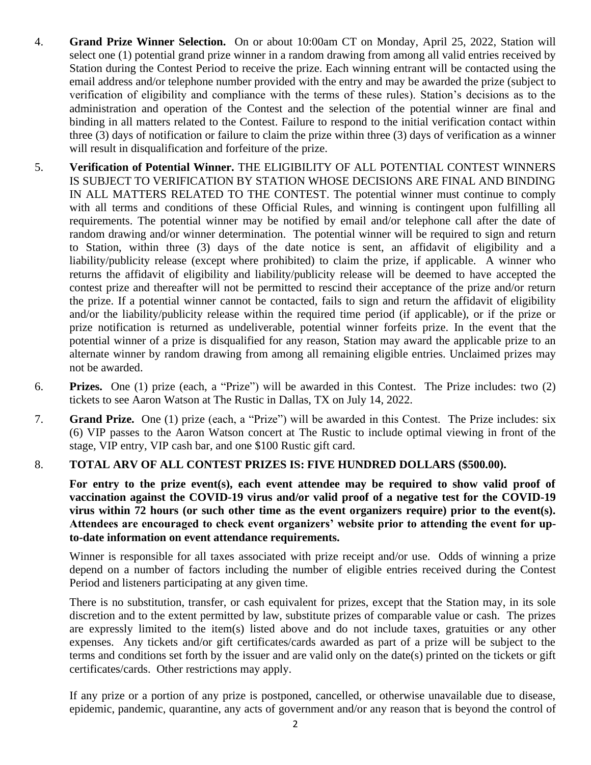4. **Grand Prize Winner Selection.** On or about 10:00am CT on Monday, April 25, 2022, Station will select one (1) potential grand prize winner in a random drawing from among all valid entries received by Station during the Contest Period to receive the prize. Each winning entrant will be contacted using the email address and/or telephone number provided with the entry and may be awarded the prize (subject to verification of eligibility and compliance with the terms of these rules). Station's decisions as to the administration and operation of the Contest and the selection of the potential winner are final and binding in all matters related to the Contest. Failure to respond to the initial verification contact within three (3) days of notification or failure to claim the prize within three (3) days of verification as a winner will result in disqualification and forfeiture of the prize.

5. **Verification of Potential Winner.** THE ELIGIBILITY OF ALL POTENTIAL CONTEST WINNERS IS SUBJECT TO VERIFICATION BY STATION WHOSE DECISIONS ARE FINAL AND BINDING IN ALL MATTERS RELATED TO THE CONTEST. The potential winner must continue to comply with all terms and conditions of these Official Rules, and winning is contingent upon fulfilling all requirements. The potential winner may be notified by email and/or telephone call after the date of random drawing and/or winner determination. The potential winner will be required to sign and return to Station, within three (3) days of the date notice is sent, an affidavit of eligibility and a liability/publicity release (except where prohibited) to claim the prize, if applicable. A winner who returns the affidavit of eligibility and liability/publicity release will be deemed to have accepted the contest prize and thereafter will not be permitted to rescind their acceptance of the prize and/or return the prize. If a potential winner cannot be contacted, fails to sign and return the affidavit of eligibility and/or the liability/publicity release within the required time period (if applicable), or if the prize or prize notification is returned as undeliverable, potential winner forfeits prize. In the event that the potential winner of a prize is disqualified for any reason, Station may award the applicable prize to an alternate winner by random drawing from among all remaining eligible entries. Unclaimed prizes may not be awarded.

6. **Prizes.** One (1) prize (each, a "Prize") will be awarded in this Contest. The Prize includes: two (2) tickets to see Aaron Watson at The Rustic in Dallas, TX on July 14, 2022.

7. **Grand Prize.** One (1) prize (each, a "Prize") will be awarded in this Contest. The Prize includes: six (6) VIP passes to the Aaron Watson concert at The Rustic to include optimal viewing in front of the stage, VIP entry, VIP cash bar, and one $100 Rustic gift card.

8. **TOTAL ARV OF ALL CONTEST PRIZES IS: FIVE HUNDRED DOLLARS ($500.00).**

   **For entry to the prize event(s), each event attendee may be required to show valid proof of vaccination against the COVID-19 virus and/or valid proof of a negative test for the COVID-19 virus within 72 hours (or such other time as the event organizers require) prior to the event(s). Attendees are encouraged to check event organizers' website prior to attending the event for up-to-date information on event attendance requirements.**

   Winner is responsible for all taxes associated with prize receipt and/or use. Odds of winning a prize depend on a number of factors including the number of eligible entries received during the Contest Period and listeners participating at any given time.

   There is no substitution, transfer, or cash equivalent for prizes, except that the Station may, in its sole discretion and to the extent permitted by law, substitute prizes of comparable value or cash. The prizes are expressly limited to the item(s) listed above and do not include taxes, gratuities or any other expenses. Any tickets and/or gift certificates/cards awarded as part of a prize will be subject to the terms and conditions set forth by the issuer and are valid only on the date(s) printed on the tickets or gift certificates/cards. Other restrictions may apply.

   If any prize or a portion of any prize is postponed, cancelled, or otherwise unavailable due to disease, epidemic, pandemic, quarantine, any acts of government and/or any reason that is beyond the control of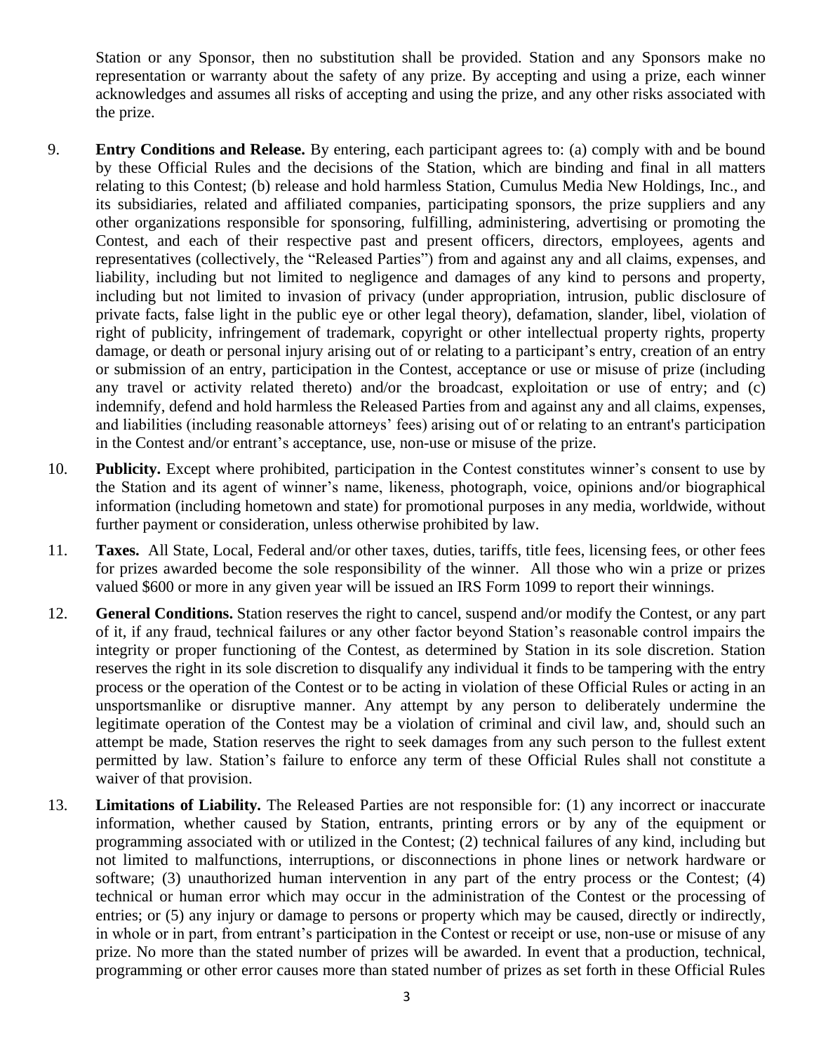Station or any Sponsor, then no substitution shall be provided. Station and any Sponsors make no representation or warranty about the safety of any prize. By accepting and using a prize, each winner acknowledges and assumes all risks of accepting and using the prize, and any other risks associated with the prize.

9. **Entry Conditions and Release.** By entering, each participant agrees to: (a) comply with and be bound by these Official Rules and the decisions of the Station, which are binding and final in all matters relating to this Contest; (b) release and hold harmless Station, Cumulus Media New Holdings, Inc., and its subsidiaries, related and affiliated companies, participating sponsors, the prize suppliers and any other organizations responsible for sponsoring, fulfilling, administering, advertising or promoting the Contest, and each of their respective past and present officers, directors, employees, agents and representatives (collectively, the "Released Parties") from and against any and all claims, expenses, and liability, including but not limited to negligence and damages of any kind to persons and property, including but not limited to invasion of privacy (under appropriation, intrusion, public disclosure of private facts, false light in the public eye or other legal theory), defamation, slander, libel, violation of right of publicity, infringement of trademark, copyright or other intellectual property rights, property damage, or death or personal injury arising out of or relating to a participant's entry, creation of an entry or submission of an entry, participation in the Contest, acceptance or use or misuse of prize (including any travel or activity related thereto) and/or the broadcast, exploitation or use of entry; and (c) indemnify, defend and hold harmless the Released Parties from and against any and all claims, expenses, and liabilities (including reasonable attorneys' fees) arising out of or relating to an entrant's participation in the Contest and/or entrant's acceptance, use, non-use or misuse of the prize.

10. **Publicity.** Except where prohibited, participation in the Contest constitutes winner's consent to use by the Station and its agent of winner's name, likeness, photograph, voice, opinions and/or biographical information (including hometown and state) for promotional purposes in any media, worldwide, without further payment or consideration, unless otherwise prohibited by law.

11. **Taxes.** All State, Local, Federal and/or other taxes, duties, tariffs, title fees, licensing fees, or other fees for prizes awarded become the sole responsibility of the winner. All those who win a prize or prizes valued $600 or more in any given year will be issued an IRS Form 1099 to report their winnings.

12. **General Conditions.** Station reserves the right to cancel, suspend and/or modify the Contest, or any part of it, if any fraud, technical failures or any other factor beyond Station's reasonable control impairs the integrity or proper functioning of the Contest, as determined by Station in its sole discretion. Station reserves the right in its sole discretion to disqualify any individual it finds to be tampering with the entry process or the operation of the Contest or to be acting in violation of these Official Rules or acting in an unsportsmanlike or disruptive manner. Any attempt by any person to deliberately undermine the legitimate operation of the Contest may be a violation of criminal and civil law, and, should such an attempt be made, Station reserves the right to seek damages from any such person to the fullest extent permitted by law. Station's failure to enforce any term of these Official Rules shall not constitute a waiver of that provision.

13. **Limitations of Liability.** The Released Parties are not responsible for: (1) any incorrect or inaccurate information, whether caused by Station, entrants, printing errors or by any of the equipment or programming associated with or utilized in the Contest; (2) technical failures of any kind, including but not limited to malfunctions, interruptions, or disconnections in phone lines or network hardware or software; (3) unauthorized human intervention in any part of the entry process or the Contest; (4) technical or human error which may occur in the administration of the Contest or the processing of entries; or (5) any injury or damage to persons or property which may be caused, directly or indirectly, in whole or in part, from entrant's participation in the Contest or receipt or use, non-use or misuse of any prize. No more than the stated number of prizes will be awarded. In event that a production, technical, programming or other error causes more than stated number of prizes as set forth in these Official Rules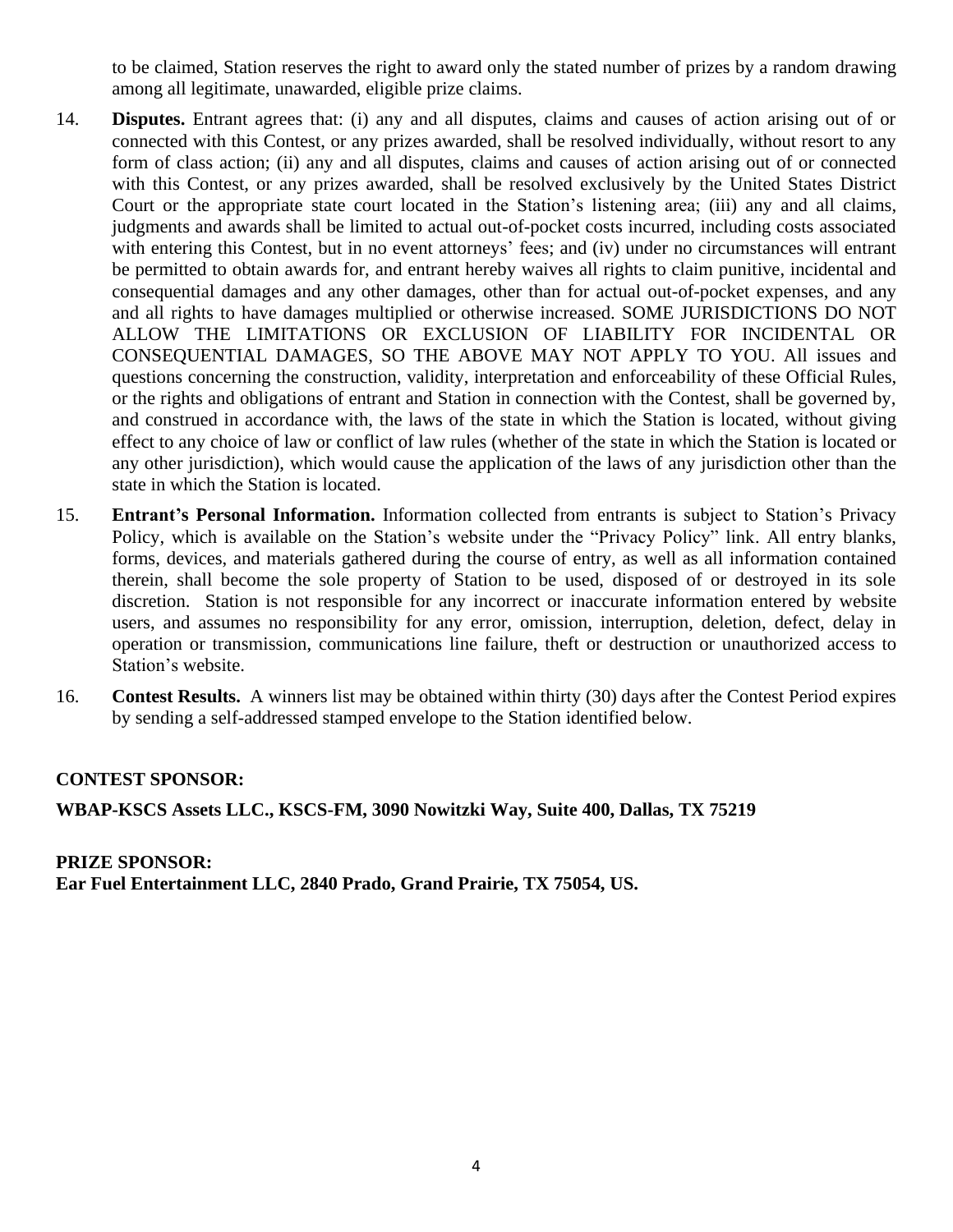to be claimed, Station reserves the right to award only the stated number of prizes by a random drawing among all legitimate, unawarded, eligible prize claims.

14. **Disputes.** Entrant agrees that: (i) any and all disputes, claims and causes of action arising out of or connected with this Contest, or any prizes awarded, shall be resolved individually, without resort to any form of class action; (ii) any and all disputes, claims and causes of action arising out of or connected with this Contest, or any prizes awarded, shall be resolved exclusively by the United States District Court or the appropriate state court located in the Station's listening area; (iii) any and all claims, judgments and awards shall be limited to actual out-of-pocket costs incurred, including costs associated with entering this Contest, but in no event attorneys' fees; and (iv) under no circumstances will entrant be permitted to obtain awards for, and entrant hereby waives all rights to claim punitive, incidental and consequential damages and any other damages, other than for actual out-of-pocket expenses, and any and all rights to have damages multiplied or otherwise increased. SOME JURISDICTIONS DO NOT ALLOW THE LIMITATIONS OR EXCLUSION OF LIABILITY FOR INCIDENTAL OR CONSEQUENTIAL DAMAGES, SO THE ABOVE MAY NOT APPLY TO YOU. All issues and questions concerning the construction, validity, interpretation and enforceability of these Official Rules, or the rights and obligations of entrant and Station in connection with the Contest, shall be governed by, and construed in accordance with, the laws of the state in which the Station is located, without giving effect to any choice of law or conflict of law rules (whether of the state in which the Station is located or any other jurisdiction), which would cause the application of the laws of any jurisdiction other than the state in which the Station is located.

15. **Entrant's Personal Information.** Information collected from entrants is subject to Station's Privacy Policy, which is available on the Station's website under the "Privacy Policy" link. All entry blanks, forms, devices, and materials gathered during the course of entry, as well as all information contained therein, shall become the sole property of Station to be used, disposed of or destroyed in its sole discretion. Station is not responsible for any incorrect or inaccurate information entered by website users, and assumes no responsibility for any error, omission, interruption, deletion, defect, delay in operation or transmission, communications line failure, theft or destruction or unauthorized access to Station's website.

16. **Contest Results.** A winners list may be obtained within thirty (30) days after the Contest Period expires by sending a self-addressed stamped envelope to the Station identified below.

**CONTEST SPONSOR:**

**WBAP-KSCS Assets LLC., KSCS-FM, 3090 Nowitzki Way, Suite 400, Dallas, TX 75219**

**PRIZE SPONSOR:**
**Ear Fuel Entertainment LLC, 2840 Prado, Grand Prairie, TX 75054, US.**